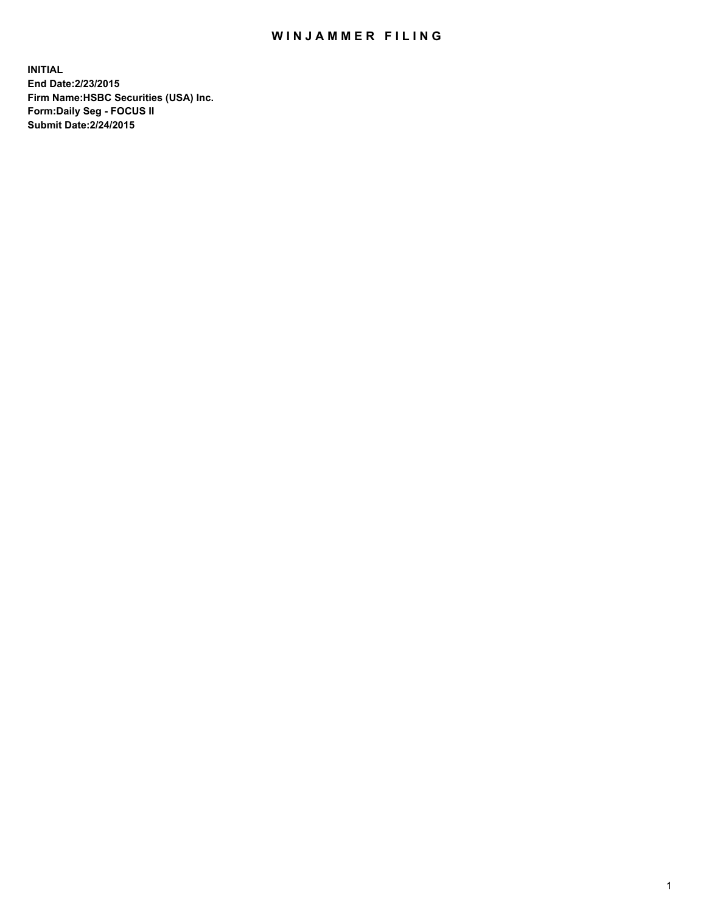# WINJAMMER FILING

**INITIAL**
**End Date:2/23/2015**
**Firm Name:HSBC Securities (USA) Inc.**
**Form:Daily Seg - FOCUS II**
**Submit Date:2/24/2015**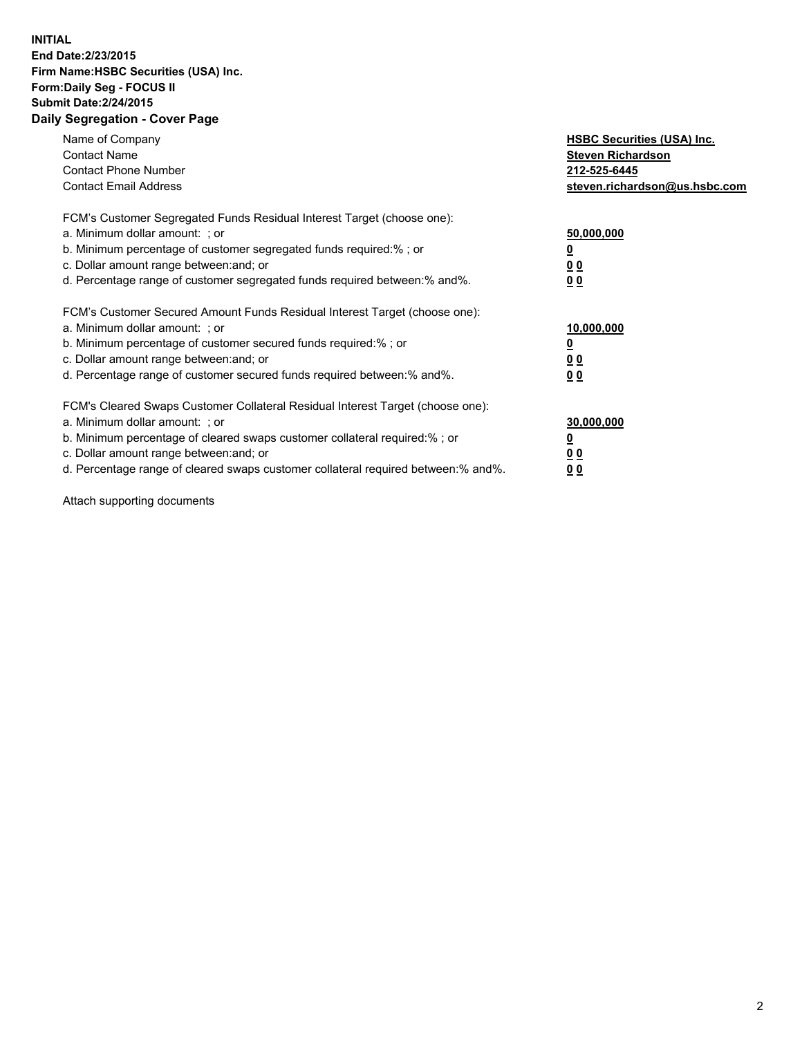**INITIAL**
**End Date:2/23/2015**
**Firm Name:HSBC Securities (USA) Inc.**
**Form:Daily Seg - FOCUS II**
**Submit Date:2/24/2015**

## Daily Segregation - Cover Page

| | |
|---|---|
| Name of Company | **HSBC Securities (USA) Inc.** |
| Contact Name | **Steven Richardson** |
| Contact Phone Number | **212-525-6445** |
| Contact Email Address | **steven.richardson@us.hsbc.com** |

| | |
|---|---|
| FCM's Customer Segregated Funds Residual Interest Target (choose one): | |
| a. Minimum dollar amount: ; or | **50,000,000** |
| b. Minimum percentage of customer segregated funds required:% ; or | **0** |
| c. Dollar amount range between:and; or | **0 0** |
| d. Percentage range of customer segregated funds required between:% and%. | **0 0** |
| FCM's Customer Secured Amount Funds Residual Interest Target (choose one): | |
| a. Minimum dollar amount: ; or | **10,000,000** |
| b. Minimum percentage of customer secured funds required:% ; or | **0** |
| c. Dollar amount range between:and; or | **0 0** |
| d. Percentage range of customer secured funds required between:% and%. | **0 0** |
| FCM's Cleared Swaps Customer Collateral Residual Interest Target (choose one): | |
| a. Minimum dollar amount: ; or | **30,000,000** |
| b. Minimum percentage of cleared swaps customer collateral required:% ; or | **0** |
| c. Dollar amount range between:and; or | **0 0** |
| d. Percentage range of cleared swaps customer collateral required between:% and%. | **0 0** |

Attach supporting documents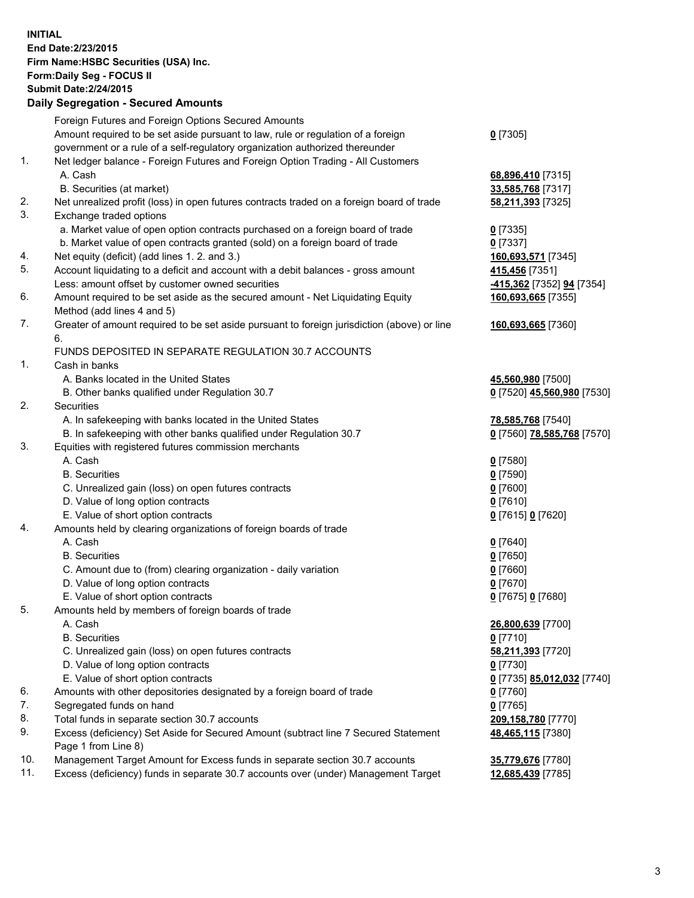**INITIAL**
**End Date:2/23/2015**
**Firm Name:HSBC Securities (USA) Inc.**
**Form:Daily Seg - FOCUS II**
**Submit Date:2/24/2015**

### Daily Segregation - Secured Amounts

| | | |
|---|---|---|
| | Foreign Futures and Foreign Options Secured Amounts | |
| | Amount required to be set aside pursuant to law, rule or regulation of a foreign government or a rule of a self-regulatory organization authorized thereunder | **0** [7305] |
| 1. | Net ledger balance - Foreign Futures and Foreign Option Trading - All Customers | |
| | A. Cash | **68,896,410** [7315] |
| | B. Securities (at market) | **33,585,768** [7317] |
| 2. | Net unrealized profit (loss) in open futures contracts traded on a foreign board of trade | **58,211,393** [7325] |
| 3. | Exchange traded options | |
| | a. Market value of open option contracts purchased on a foreign board of trade | **0** [7335] |
| | b. Market value of open contracts granted (sold) on a foreign board of trade | **0** [7337] |
| 4. | Net equity (deficit) (add lines 1. 2. and 3.) | **160,693,571** [7345] |
| 5. | Account liquidating to a deficit and account with a debit balances - gross amount | **415,456** [7351] |
| | Less: amount offset by customer owned securities | **-415,362** [7352] **94** [7354] |
| 6. | Amount required to be set aside as the secured amount - Net Liquidating Equity Method (add lines 4 and 5) | **160,693,665** [7355] |
| 7. | Greater of amount required to be set aside pursuant to foreign jurisdiction (above) or line 6. | **160,693,665** [7360] |
| | FUNDS DEPOSITED IN SEPARATE REGULATION 30.7 ACCOUNTS | |
| 1. | Cash in banks | |
| | A. Banks located in the United States | **45,560,980** [7500] |
| | B. Other banks qualified under Regulation 30.7 | **0** [7520] **45,560,980** [7530] |
| 2. | Securities | |
| | A. In safekeeping with banks located in the United States | **78,585,768** [7540] |
| | B. In safekeeping with other banks qualified under Regulation 30.7 | **0** [7560] **78,585,768** [7570] |
| 3. | Equities with registered futures commission merchants | |
| | A. Cash | **0** [7580] |
| | B. Securities | **0** [7590] |
| | C. Unrealized gain (loss) on open futures contracts | **0** [7600] |
| | D. Value of long option contracts | **0** [7610] |
| | E. Value of short option contracts | **0** [7615] **0** [7620] |
| 4. | Amounts held by clearing organizations of foreign boards of trade | |
| | A. Cash | **0** [7640] |
| | B. Securities | **0** [7650] |
| | C. Amount due to (from) clearing organization - daily variation | **0** [7660] |
| | D. Value of long option contracts | **0** [7670] |
| | E. Value of short option contracts | **0** [7675] **0** [7680] |
| 5. | Amounts held by members of foreign boards of trade | |
| | A. Cash | **26,800,639** [7700] |
| | B. Securities | **0** [7710] |
| | C. Unrealized gain (loss) on open futures contracts | **58,211,393** [7720] |
| | D. Value of long option contracts | **0** [7730] |
| | E. Value of short option contracts | **0** [7735] **85,012,032** [7740] |
| 6. | Amounts with other depositories designated by a foreign board of trade | **0** [7760] |
| 7. | Segregated funds on hand | **0** [7765] |
| 8. | Total funds in separate section 30.7 accounts | **209,158,780** [7770] |
| 9. | Excess (deficiency) Set Aside for Secured Amount (subtract line 7 Secured Statement Page 1 from Line 8) | **48,465,115** [7380] |
| 10. | Management Target Amount for Excess funds in separate section 30.7 accounts | **35,779,676** [7780] |
| 11. | Excess (deficiency) funds in separate 30.7 accounts over (under) Management Target | **12,685,439** [7785] |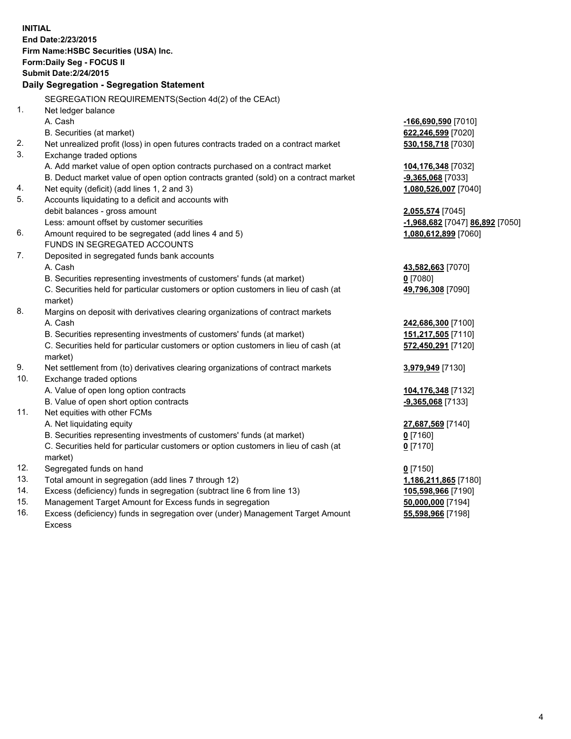**INITIAL**
**End Date:2/23/2015**
**Firm Name:HSBC Securities (USA) Inc.**
**Form:Daily Seg - FOCUS II**
**Submit Date:2/24/2015**

### Daily Segregation - Segregation Statement

SEGREGATION REQUIREMENTS(Section 4d(2) of the CEAct)

| | | |
|---|---|---|
| 1. | Net ledger balance | |
| | A. Cash | **-166,690,590** [7010] |
| | B. Securities (at market) | **622,246,599** [7020] |
| 2. | Net unrealized profit (loss) in open futures contracts traded on a contract market | **530,158,718** [7030] |
| 3. | Exchange traded options | |
| | A. Add market value of open option contracts purchased on a contract market | **104,176,348** [7032] |
| | B. Deduct market value of open option contracts granted (sold) on a contract market | **-9,365,068** [7033] |
| 4. | Net equity (deficit) (add lines 1, 2 and 3) | **1,080,526,007** [7040] |
| 5. | Accounts liquidating to a deficit and accounts with debit balances - gross amount | **2,055,574** [7045] |
| | Less: amount offset by customer securities | **-1,968,682** [7047] **86,892** [7050] |
| 6. | Amount required to be segregated (add lines 4 and 5) | **1,080,612,899** [7060] |
| | FUNDS IN SEGREGATED ACCOUNTS | |
| 7. | Deposited in segregated funds bank accounts | |
| | A. Cash | **43,582,663** [7070] |
| | B. Securities representing investments of customers' funds (at market) | **0** [7080] |
| | C. Securities held for particular customers or option customers in lieu of cash (at market) | **49,796,308** [7090] |
| 8. | Margins on deposit with derivatives clearing organizations of contract markets | |
| | A. Cash | **242,686,300** [7100] |
| | B. Securities representing investments of customers' funds (at market) | **151,217,505** [7110] |
| | C. Securities held for particular customers or option customers in lieu of cash (at market) | **572,450,291** [7120] |
| 9. | Net settlement from (to) derivatives clearing organizations of contract markets | **3,979,949** [7130] |
| 10. | Exchange traded options | |
| | A. Value of open long option contracts | **104,176,348** [7132] |
| | B. Value of open short option contracts | **-9,365,068** [7133] |
| 11. | Net equities with other FCMs | |
| | A. Net liquidating equity | **27,687,569** [7140] |
| | B. Securities representing investments of customers' funds (at market) | **0** [7160] |
| | C. Securities held for particular customers or option customers in lieu of cash (at market) | **0** [7170] |
| 12. | Segregated funds on hand | **0** [7150] |
| 13. | Total amount in segregation (add lines 7 through 12) | **1,186,211,865** [7180] |
| 14. | Excess (deficiency) funds in segregation (subtract line 6 from line 13) | **105,598,966** [7190] |
| 15. | Management Target Amount for Excess funds in segregation | **50,000,000** [7194] |
| 16. | Excess (deficiency) funds in segregation over (under) Management Target Amount Excess | **55,598,966** [7198] |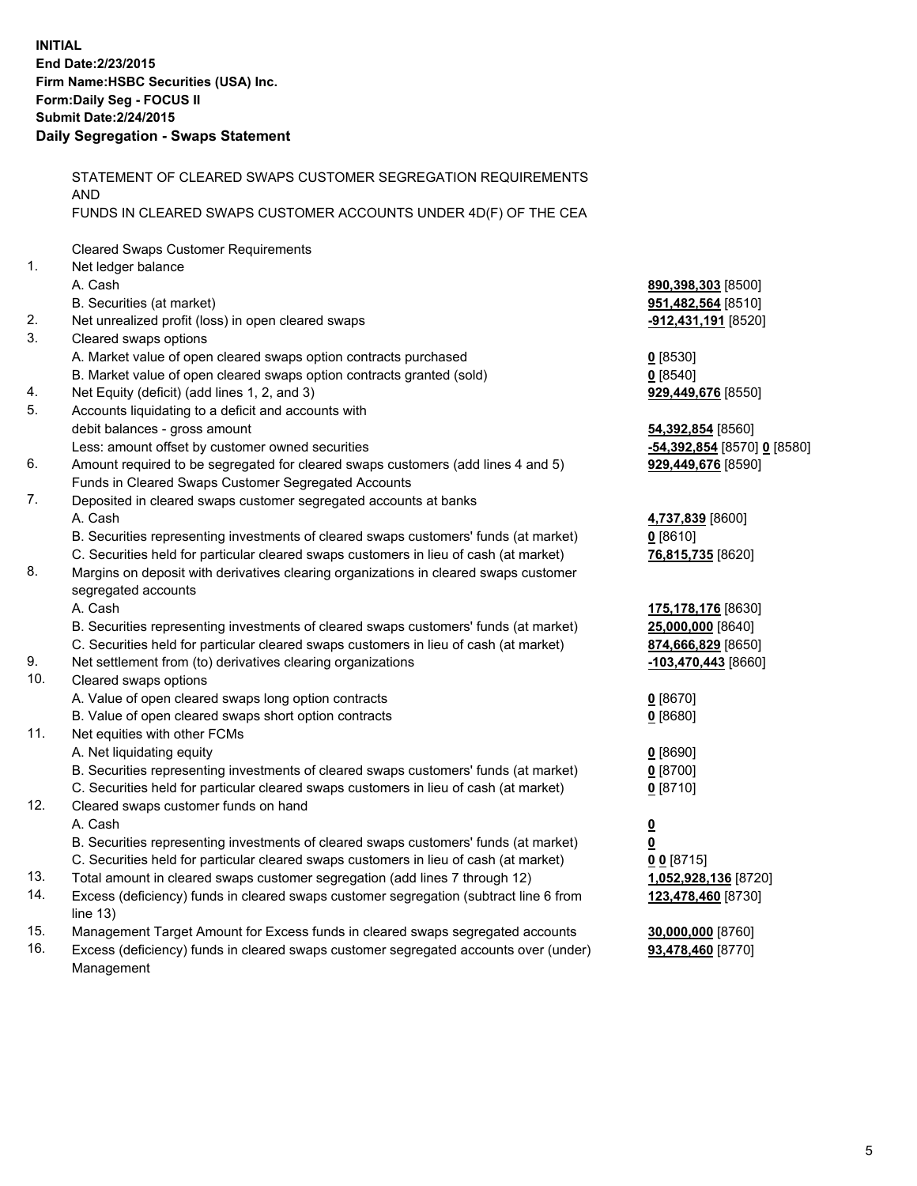**INITIAL**
**End Date:2/23/2015**
**Firm Name:HSBC Securities (USA) Inc.**
**Form:Daily Seg - FOCUS II**
**Submit Date:2/24/2015**
**Daily Segregation - Swaps Statement**

STATEMENT OF CLEARED SWAPS CUSTOMER SEGREGATION REQUIREMENTS AND
FUNDS IN CLEARED SWAPS CUSTOMER ACCOUNTS UNDER 4D(F) OF THE CEA

| | | |
|---|---|---|
| | Cleared Swaps Customer Requirements | |
| 1. | Net ledger balance | |
| | A. Cash | **890,398,303** [8500] |
| | B. Securities (at market) | **951,482,564** [8510] |
| 2. | Net unrealized profit (loss) in open cleared swaps | **-912,431,191** [8520] |
| 3. | Cleared swaps options | |
| | A. Market value of open cleared swaps option contracts purchased | **0** [8530] |
| | B. Market value of open cleared swaps option contracts granted (sold) | **0** [8540] |
| 4. | Net Equity (deficit) (add lines 1, 2, and 3) | **929,449,676** [8550] |
| 5. | Accounts liquidating to a deficit and accounts with | |
| | debit balances - gross amount | **54,392,854** [8560] |
| | Less: amount offset by customer owned securities | **-54,392,854** [8570] **0** [8580] |
| 6. | Amount required to be segregated for cleared swaps customers (add lines 4 and 5) | **929,449,676** [8590] |
| | Funds in Cleared Swaps Customer Segregated Accounts | |
| 7. | Deposited in cleared swaps customer segregated accounts at banks | |
| | A. Cash | **4,737,839** [8600] |
| | B. Securities representing investments of cleared swaps customers' funds (at market) | **0** [8610] |
| | C. Securities held for particular cleared swaps customers in lieu of cash (at market) | **76,815,735** [8620] |
| 8. | Margins on deposit with derivatives clearing organizations in cleared swaps customer segregated accounts | |
| | A. Cash | **175,178,176** [8630] |
| | B. Securities representing investments of cleared swaps customers' funds (at market) | **25,000,000** [8640] |
| | C. Securities held for particular cleared swaps customers in lieu of cash (at market) | **874,666,829** [8650] |
| 9. | Net settlement from (to) derivatives clearing organizations | **-103,470,443** [8660] |
| 10. | Cleared swaps options | |
| | A. Value of open cleared swaps long option contracts | **0** [8670] |
| | B. Value of open cleared swaps short option contracts | **0** [8680] |
| 11. | Net equities with other FCMs | |
| | A. Net liquidating equity | **0** [8690] |
| | B. Securities representing investments of cleared swaps customers' funds (at market) | **0** [8700] |
| | C. Securities held for particular cleared swaps customers in lieu of cash (at market) | **0** [8710] |
| 12. | Cleared swaps customer funds on hand | |
| | A. Cash | **0** |
| | B. Securities representing investments of cleared swaps customers' funds (at market) | **0** |
| | C. Securities held for particular cleared swaps customers in lieu of cash (at market) | **0** **0** [8715] |
| 13. | Total amount in cleared swaps customer segregation (add lines 7 through 12) | **1,052,928,136** [8720] |
| 14. | Excess (deficiency) funds in cleared swaps customer segregation (subtract line 6 from line 13) | **123,478,460** [8730] |
| 15. | Management Target Amount for Excess funds in cleared swaps segregated accounts | **30,000,000** [8760] |
| 16. | Excess (deficiency) funds in cleared swaps customer segregated accounts over (under) Management | **93,478,460** [8770] |